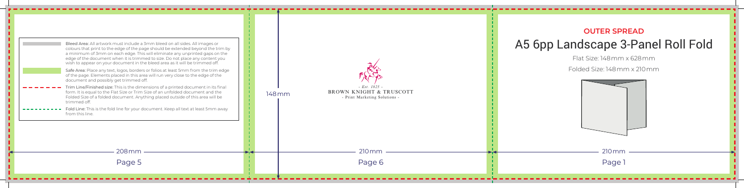## OUTER SPREAD

# A5 6pp Landscape 3-Panel Roll Fold

Flat Size: 148mm x 628mm

Folded Size: 148mm x 210mm

**Bleed Area:** All artwork must include a 3mm bleed on all sides. All images or colours that print to the edge of the page should be extended beyond the trim by a minimum of 3mm on each edge. This will eliminate any unprinted gaps on the edge of the document when it is trimmed to size. Do not place any content you wish to appear on your document in the bleed area as it will be trimmed off.

**Safe Area:** Place any text, logos, borders or folios at least 5mm from the trim edge of the page. Elements placed in this area will run very close to the edge of the document and possibly get trimmed off.

**Trim Line/Finished size:** This is the dimensions of a printed document in its final form. It is equal to the Flat Size or Trim Size of an unfolded document and the Folded Size of a folded document. Anything placed outside of this area will be trimmed off.

**Fold Line:** This is the fold line for your document. Keep all text at least 5mm away from this line.

- Est. 1825 -
BROWN KNIGHT & TRUSCOTT
- Print Marketing Solutions -

148mm

208mm — Page 5

210mm — Page 6

210mm — Page 1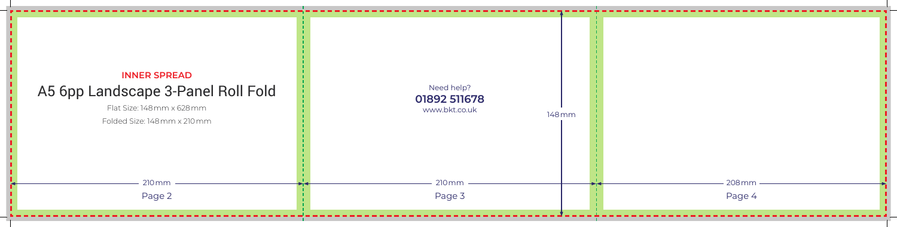**INNER SPREAD**

# A5 6pp Landscape 3-Panel Roll Fold

Flat Size: 148mm x 628mm

Folded Size: 148mm x 210mm

210mm

Page 2

Need help?

**01892 511678**

www.bkt.co.uk

148mm

210mm

Page 3

208mm

Page 4